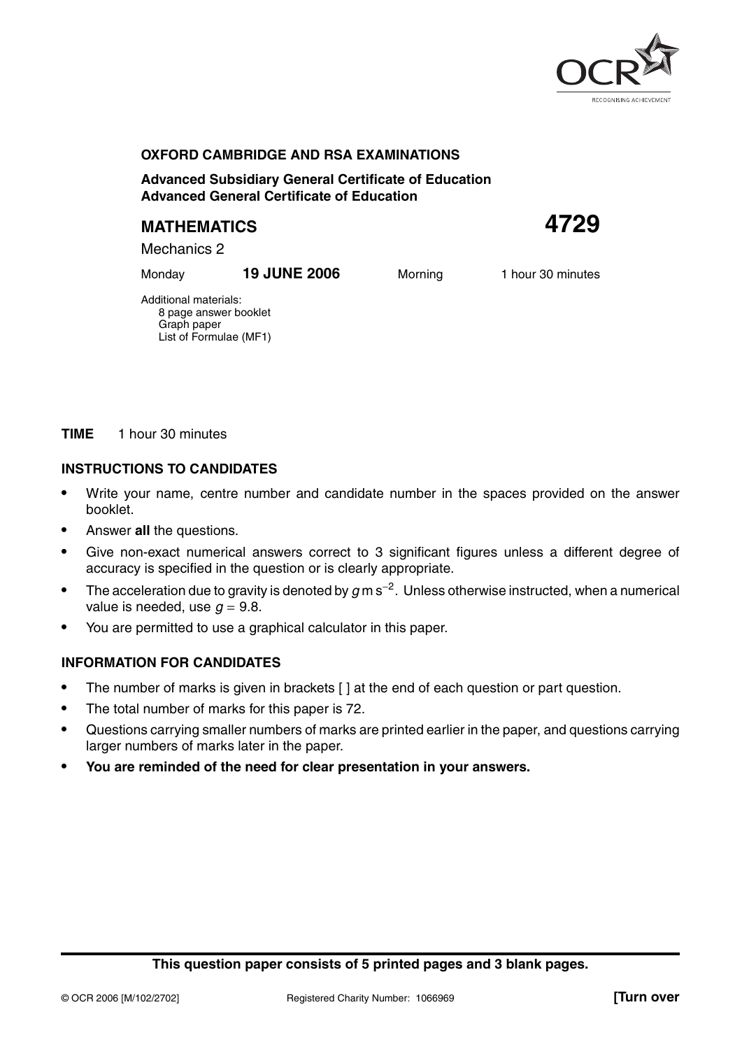OCR

RECOGNISING ACHIEVEMENT

**OXFORD CAMBRIDGE AND RSA EXAMINATIONS**

**Advanced Subsidiary General Certificate of Education**
**Advanced General Certificate of Education**

# MATHEMATICS 4729

Mechanics 2

Monday **19 JUNE 2006** Morning 1 hour 30 minutes

Additional materials:
8 page answer booklet
Graph paper
List of Formulae (MF1)

**TIME** 1 hour 30 minutes

## INSTRUCTIONS TO CANDIDATES

- Write your name, centre number and candidate number in the spaces provided on the answer booklet.
- Answer **all** the questions.
- Give non-exact numerical answers correct to 3 significant figures unless a different degree of accuracy is specified in the question or is clearly appropriate.
- The acceleration due to gravity is denoted by $g\,\text{m}\,\text{s}^{-2}$. Unless otherwise instructed, when a numerical value is needed, use $g = 9.8$.
- You are permitted to use a graphical calculator in this paper.

## INFORMATION FOR CANDIDATES

- The number of marks is given in brackets [ ] at the end of each question or part question.
- The total number of marks for this paper is 72.
- Questions carrying smaller numbers of marks are printed earlier in the paper, and questions carrying larger numbers of marks later in the paper.
- **You are reminded of the need for clear presentation in your answers.**

**This question paper consists of 5 printed pages and 3 blank pages.**

© OCR 2006 [M/102/2702] Registered Charity Number: 1066969 **[Turn over**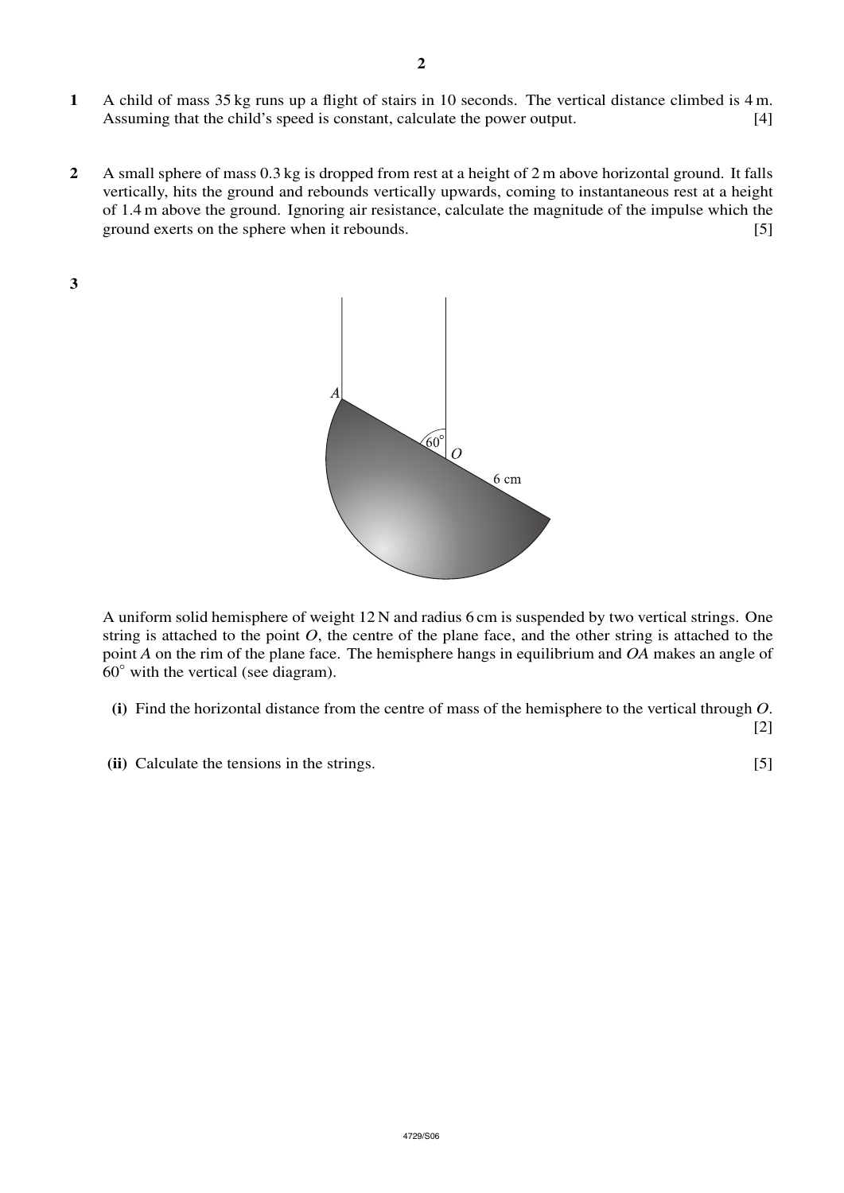**1** A child of mass 35 kg runs up a flight of stairs in 10 seconds. The vertical distance climbed is 4 m. Assuming that the child's speed is constant, calculate the power output. [4]

**2** A small sphere of mass 0.3 kg is dropped from rest at a height of 2 m above horizontal ground. It falls vertically, hits the ground and rebounds vertically upwards, coming to instantaneous rest at a height of 1.4 m above the ground. Ignoring air resistance, calculate the magnitude of the impulse which the ground exerts on the sphere when it rebounds. [5]

**3**

A uniform solid hemisphere of weight 12 N and radius 6 cm is suspended by two vertical strings. One string is attached to the point $O$, the centre of the plane face, and the other string is attached to the point $A$ on the rim of the plane face. The hemisphere hangs in equilibrium and $OA$ makes an angle of $60°$ with the vertical (see diagram).

**(i)** Find the horizontal distance from the centre of mass of the hemisphere to the vertical through $O$. [2]

**(ii)** Calculate the tensions in the strings. [5]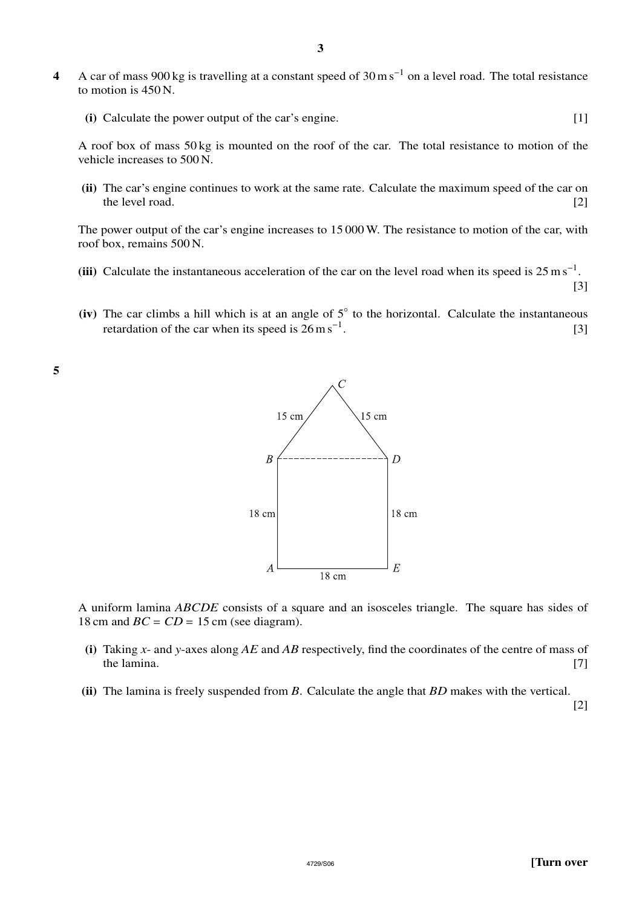**4** A car of mass 900 kg is travelling at a constant speed of $30\,\text{m}\,\text{s}^{-1}$ on a level road. The total resistance to motion is 450 N.

**(i)** Calculate the power output of the car's engine. [1]

A roof box of mass 50 kg is mounted on the roof of the car. The total resistance to motion of the vehicle increases to 500 N.

**(ii)** The car's engine continues to work at the same rate. Calculate the maximum speed of the car on the level road. [2]

The power output of the car's engine increases to 15 000 W. The resistance to motion of the car, with roof box, remains 500 N.

**(iii)** Calculate the instantaneous acceleration of the car on the level road when its speed is $25\,\text{m}\,\text{s}^{-1}$. [3]

**(iv)** The car climbs a hill which is at an angle of $5°$ to the horizontal. Calculate the instantaneous retardation of the car when its speed is $26\,\text{m}\,\text{s}^{-1}$. [3]

**5**

A uniform lamina *ABCDE* consists of a square and an isosceles triangle. The square has sides of 18 cm and $BC = CD = 15$ cm (see diagram).

**(i)** Taking *x*- and *y*-axes along *AE* and *AB* respectively, find the coordinates of the centre of mass of the lamina. [7]

**(ii)** The lamina is freely suspended from *B*. Calculate the angle that *BD* makes with the vertical. [2]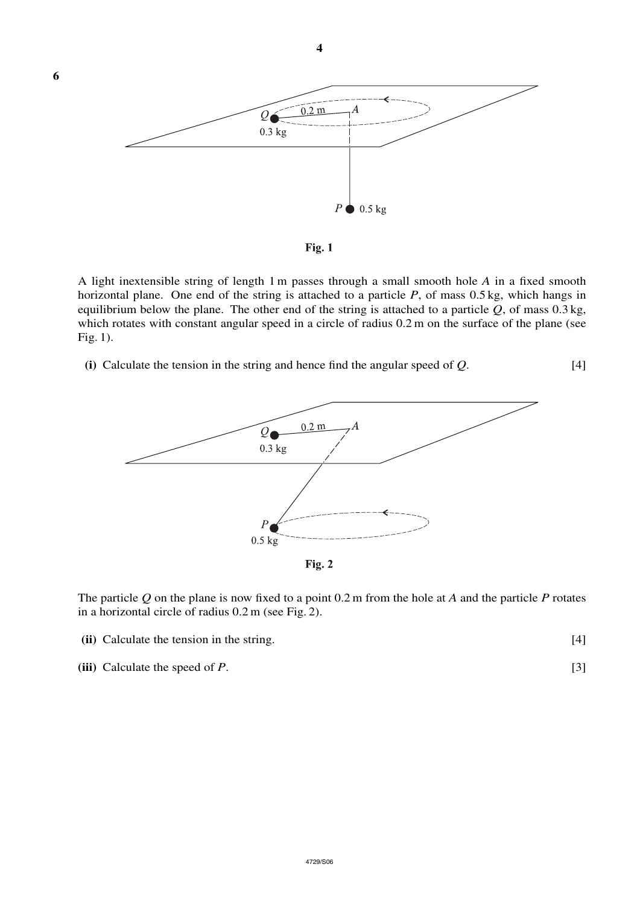**6**

Fig. 1

A light inextensible string of length 1 m passes through a small smooth hole $A$ in a fixed smooth horizontal plane. One end of the string is attached to a particle $P$, of mass 0.5 kg, which hangs in equilibrium below the plane. The other end of the string is attached to a particle $Q$, of mass 0.3 kg, which rotates with constant angular speed in a circle of radius 0.2 m on the surface of the plane (see Fig. 1).

**(i)** Calculate the tension in the string and hence find the angular speed of $Q$. [4]

Fig. 2

The particle $Q$ on the plane is now fixed to a point 0.2 m from the hole at $A$ and the particle $P$ rotates in a horizontal circle of radius 0.2 m (see Fig. 2).

**(ii)** Calculate the tension in the string. [4]

**(iii)** Calculate the speed of $P$. [3]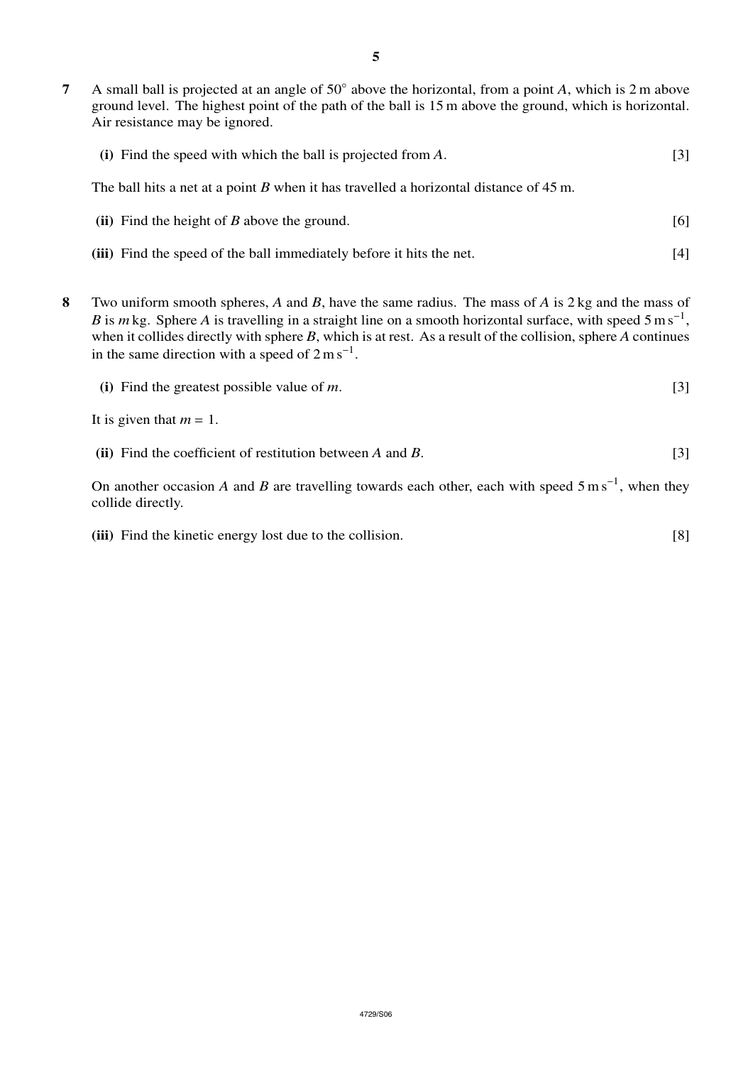**7** A small ball is projected at an angle of $50^\circ$ above the horizontal, from a point $A$, which is 2 m above ground level. The highest point of the path of the ball is 15 m above the ground, which is horizontal. Air resistance may be ignored.

**(i)** Find the speed with which the ball is projected from $A$. [3]

The ball hits a net at a point $B$ when it has travelled a horizontal distance of 45 m.

**(ii)** Find the height of $B$ above the ground. [6]

**(iii)** Find the speed of the ball immediately before it hits the net. [4]

**8** Two uniform smooth spheres, $A$ and $B$, have the same radius. The mass of $A$ is 2 kg and the mass of $B$ is $m$ kg. Sphere $A$ is travelling in a straight line on a smooth horizontal surface, with speed $5\,\text{m}\,\text{s}^{-1}$, when it collides directly with sphere $B$, which is at rest. As a result of the collision, sphere $A$ continues in the same direction with a speed of $2\,\text{m}\,\text{s}^{-1}$.

**(i)** Find the greatest possible value of $m$. [3]

It is given that $m = 1$.

**(ii)** Find the coefficient of restitution between $A$ and $B$. [3]

On another occasion $A$ and $B$ are travelling towards each other, each with speed $5\,\text{m}\,\text{s}^{-1}$, when they collide directly.

**(iii)** Find the kinetic energy lost due to the collision. [8]